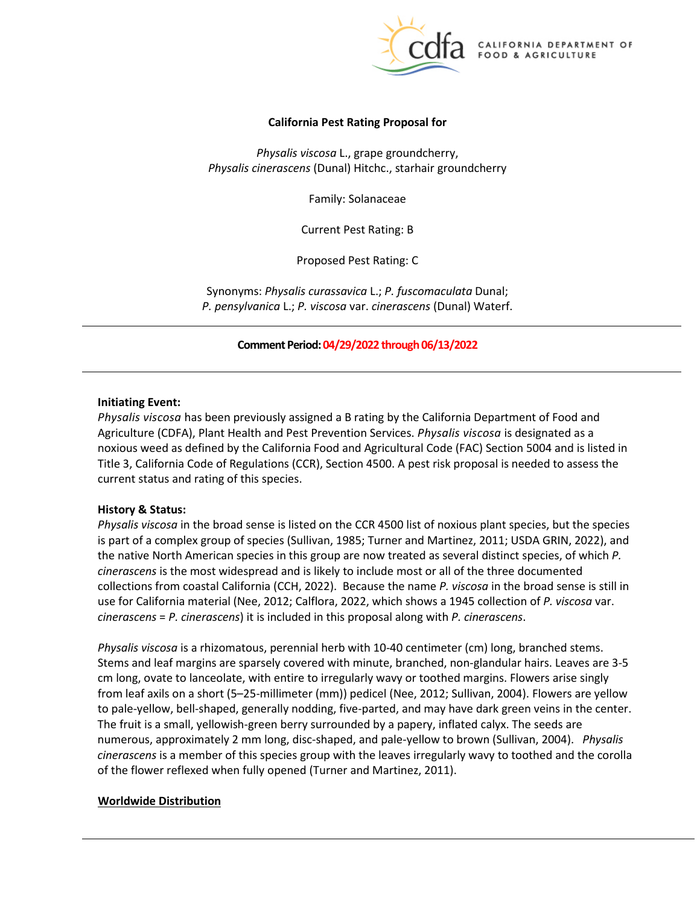**California Pest Rating Proposal for**

*Physalis viscosa* L., grape groundcherry,
*Physalis cinerascens* (Dunal) Hitchc., starhair groundcherry

Family: Solanaceae

Current Pest Rating: B

Proposed Pest Rating: C

Synonyms: *Physalis curassavica* L.; *P. fuscomaculata* Dunal; *P. pensylvanica* L.; *P. viscosa* var. *cinerascens* (Dunal) Waterf.

---

**Comment Period: 04/29/2022 through 06/13/2022**

---

**Initiating Event:**

*Physalis viscosa* has been previously assigned a B rating by the California Department of Food and Agriculture (CDFA), Plant Health and Pest Prevention Services. *Physalis viscosa* is designated as a noxious weed as defined by the California Food and Agricultural Code (FAC) Section 5004 and is listed in Title 3, California Code of Regulations (CCR), Section 4500. A pest risk proposal is needed to assess the current status and rating of this species.

**History & Status:**

*Physalis viscosa* in the broad sense is listed on the CCR 4500 list of noxious plant species, but the species is part of a complex group of species (Sullivan, 1985; Turner and Martinez, 2011; USDA GRIN, 2022), and the native North American species in this group are now treated as several distinct species, of which *P. cinerascens* is the most widespread and is likely to include most or all of the three documented collections from coastal California (CCH, 2022). Because the name *P. viscosa* in the broad sense is still in use for California material (Nee, 2012; Calflora, 2022, which shows a 1945 collection of *P. viscosa* var. *cinerascens* = *P. cinerascens*) it is included in this proposal along with *P. cinerascens*.

*Physalis viscosa* is a rhizomatous, perennial herb with 10-40 centimeter (cm) long, branched stems. Stems and leaf margins are sparsely covered with minute, branched, non-glandular hairs. Leaves are 3-5 cm long, ovate to lanceolate, with entire to irregularly wavy or toothed margins. Flowers arise singly from leaf axils on a short (5–25-millimeter (mm)) pedicel (Nee, 2012; Sullivan, 2004). Flowers are yellow to pale-yellow, bell-shaped, generally nodding, five-parted, and may have dark green veins in the center. The fruit is a small, yellowish-green berry surrounded by a papery, inflated calyx. The seeds are numerous, approximately 2 mm long, disc-shaped, and pale-yellow to brown (Sullivan, 2004). *Physalis cinerascens* is a member of this species group with the leaves irregularly wavy to toothed and the corolla of the flower reflexed when fully opened (Turner and Martinez, 2011).

**Worldwide Distribution**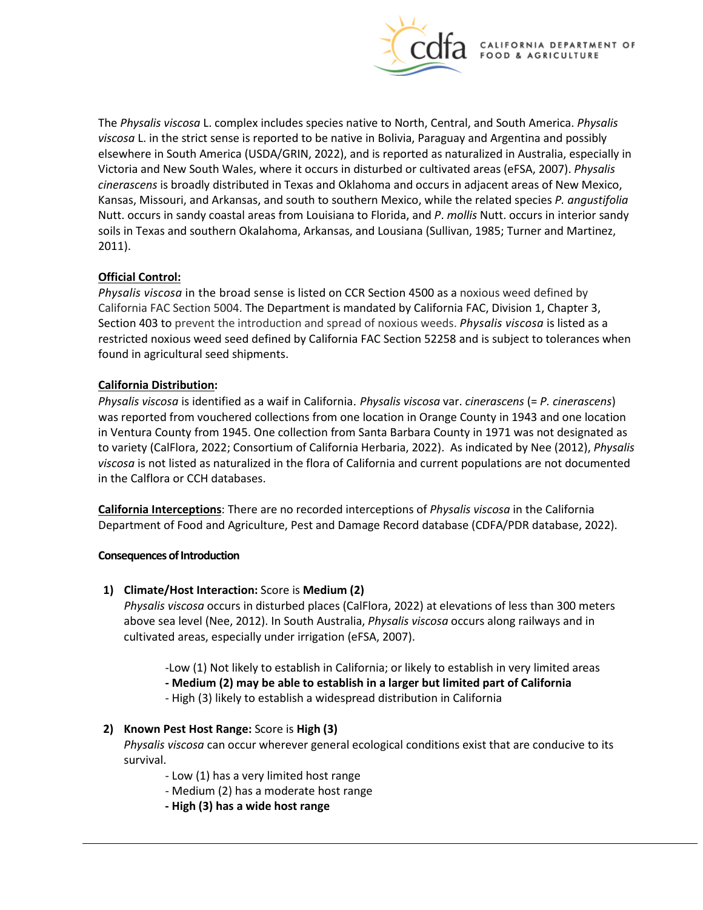The *Physalis viscosa* L. complex includes species native to North, Central, and South America. *Physalis viscosa* L. in the strict sense is reported to be native in Bolivia, Paraguay and Argentina and possibly elsewhere in South America (USDA/GRIN, 2022), and is reported as naturalized in Australia, especially in Victoria and New South Wales, where it occurs in disturbed or cultivated areas (eFSA, 2007). *Physalis cinerascens* is broadly distributed in Texas and Oklahoma and occurs in adjacent areas of New Mexico, Kansas, Missouri, and Arkansas, and south to southern Mexico, while the related species *P. angustifolia* Nutt. occurs in sandy coastal areas from Louisiana to Florida, and *P. mollis* Nutt. occurs in interior sandy soils in Texas and southern Okalahoma, Arkansas, and Lousiana (Sullivan, 1985; Turner and Martinez, 2011).

**Official Control:**
*Physalis viscosa* in the broad sense is listed on CCR Section 4500 as a noxious weed defined by California FAC Section 5004. The Department is mandated by California FAC, Division 1, Chapter 3, Section 403 to prevent the introduction and spread of noxious weeds. *Physalis viscosa* is listed as a restricted noxious weed seed defined by California FAC Section 52258 and is subject to tolerances when found in agricultural seed shipments.

**California Distribution:**
*Physalis viscosa* is identified as a waif in California. *Physalis viscosa* var. *cinerascens* (= *P. cinerascens*) was reported from vouchered collections from one location in Orange County in 1943 and one location in Ventura County from 1945. One collection from Santa Barbara County in 1971 was not designated as to variety (CalFlora, 2022; Consortium of California Herbaria, 2022). As indicated by Nee (2012), *Physalis viscosa* is not listed as naturalized in the flora of California and current populations are not documented in the Calflora or CCH databases.

**California Interceptions**: There are no recorded interceptions of *Physalis viscosa* in the California Department of Food and Agriculture, Pest and Damage Record database (CDFA/PDR database, 2022).

**Consequences of Introduction**

1) **Climate/Host Interaction:** Score is **Medium (2)**

   *Physalis viscosa* occurs in disturbed places (CalFlora, 2022) at elevations of less than 300 meters above sea level (Nee, 2012). In South Australia, *Physalis viscosa* occurs along railways and in cultivated areas, especially under irrigation (eFSA, 2007).

   - Low (1) Not likely to establish in California; or likely to establish in very limited areas
   - **Medium (2) may be able to establish in a larger but limited part of California**
   - High (3) likely to establish a widespread distribution in California

2) **Known Pest Host Range:** Score is **High (3)**

   *Physalis viscosa* can occur wherever general ecological conditions exist that are conducive to its survival.

   - Low (1) has a very limited host range
   - Medium (2) has a moderate host range
   - **High (3) has a wide host range**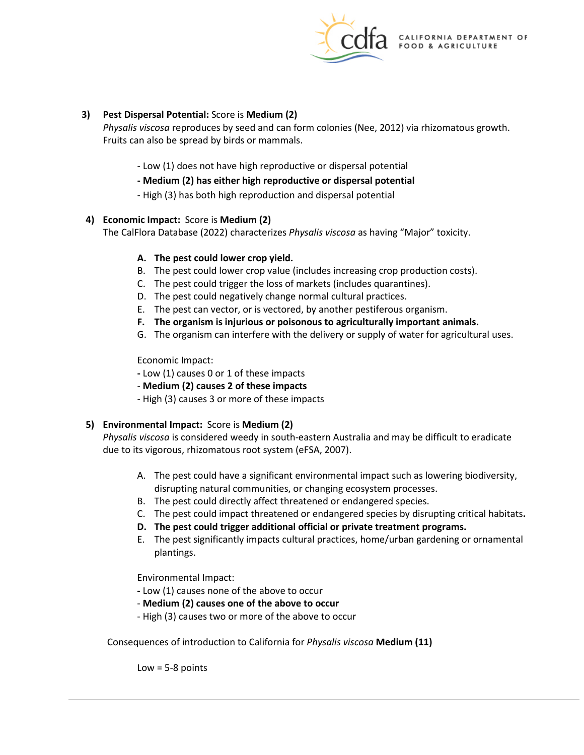3) **Pest Dispersal Potential:** Score is **Medium (2)**
*Physalis viscosa* reproduces by seed and can form colonies (Nee, 2012) via rhizomatous growth. Fruits can also be spread by birds or mammals.

- Low (1) does not have high reproductive or dispersal potential
- **Medium (2) has either high reproductive or dispersal potential**
- High (3) has both high reproduction and dispersal potential

4) **Economic Impact:** Score is **Medium (2)**
The CalFlora Database (2022) characterizes *Physalis viscosa* as having "Major" toxicity.

**A. The pest could lower crop yield.**
B. The pest could lower crop value (includes increasing crop production costs).
C. The pest could trigger the loss of markets (includes quarantines).
D. The pest could negatively change normal cultural practices.
E. The pest can vector, or is vectored, by another pestiferous organism.
**F. The organism is injurious or poisonous to agriculturally important animals.**
G. The organism can interfere with the delivery or supply of water for agricultural uses.

Economic Impact:
- Low (1) causes 0 or 1 of these impacts
- **Medium (2) causes 2 of these impacts**
- High (3) causes 3 or more of these impacts

5) **Environmental Impact:** Score is **Medium (2)**
*Physalis viscosa* is considered weedy in south-eastern Australia and may be difficult to eradicate due to its vigorous, rhizomatous root system (eFSA, 2007).

A. The pest could have a significant environmental impact such as lowering biodiversity, disrupting natural communities, or changing ecosystem processes.
B. The pest could directly affect threatened or endangered species.
C. The pest could impact threatened or endangered species by disrupting critical habitats.
**D. The pest could trigger additional official or private treatment programs.**
E. The pest significantly impacts cultural practices, home/urban gardening or ornamental plantings.

Environmental Impact:
- Low (1) causes none of the above to occur
- **Medium (2) causes one of the above to occur**
- High (3) causes two or more of the above to occur

Consequences of introduction to California for *Physalis viscosa* **Medium (11)**

Low = 5-8 points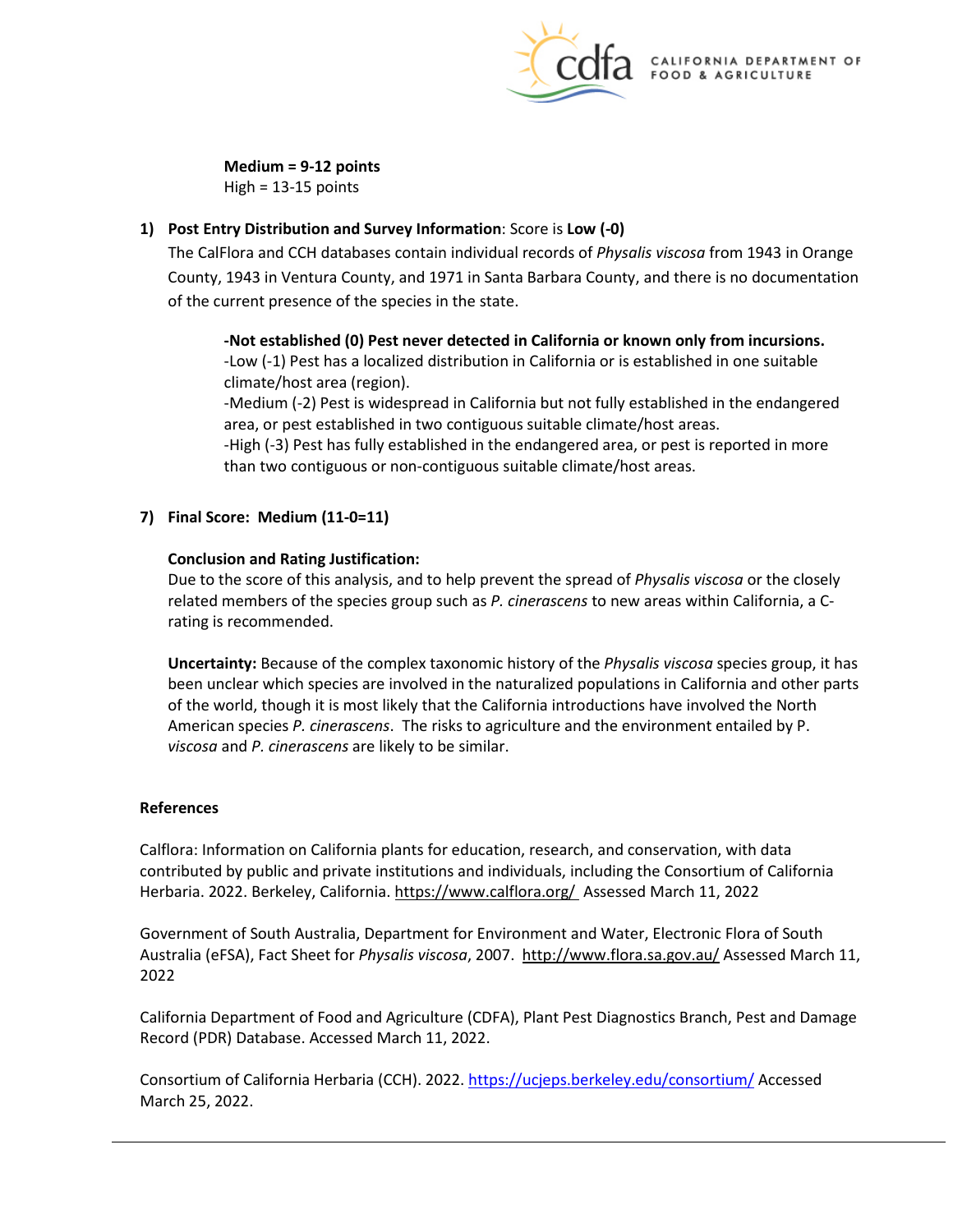**Medium = 9-12 points**
High = 13-15 points

1) **Post Entry Distribution and Survey Information**: Score is **Low (-0)**
   The CalFlora and CCH databases contain individual records of *Physalis viscosa* from 1943 in Orange County, 1943 in Ventura County, and 1971 in Santa Barbara County, and there is no documentation of the current presence of the species in the state.

   **-Not established (0) Pest never detected in California or known only from incursions.**
   -Low (-1) Pest has a localized distribution in California or is established in one suitable climate/host area (region).
   -Medium (-2) Pest is widespread in California but not fully established in the endangered area, or pest established in two contiguous suitable climate/host areas.
   -High (-3) Pest has fully established in the endangered area, or pest is reported in more than two contiguous or non-contiguous suitable climate/host areas.

7) **Final Score: Medium (11-0=11)**

   **Conclusion and Rating Justification:**
   Due to the score of this analysis, and to help prevent the spread of *Physalis viscosa* or the closely related members of the species group such as *P. cinerascens* to new areas within California, a C-rating is recommended.

   **Uncertainty:** Because of the complex taxonomic history of the *Physalis viscosa* species group, it has been unclear which species are involved in the naturalized populations in California and other parts of the world, though it is most likely that the California introductions have involved the North American species *P. cinerascens*. The risks to agriculture and the environment entailed by P. *viscosa* and *P. cinerascens* are likely to be similar.

**References**

Calflora: Information on California plants for education, research, and conservation, with data contributed by public and private institutions and individuals, including the Consortium of California Herbaria. 2022. Berkeley, California. https://www.calflora.org/ Assessed March 11, 2022

Government of South Australia, Department for Environment and Water, Electronic Flora of South Australia (eFSA), Fact Sheet for *Physalis viscosa*, 2007. http://www.flora.sa.gov.au/ Assessed March 11, 2022

California Department of Food and Agriculture (CDFA), Plant Pest Diagnostics Branch, Pest and Damage Record (PDR) Database. Accessed March 11, 2022.

Consortium of California Herbaria (CCH). 2022. https://ucjeps.berkeley.edu/consortium/ Accessed March 25, 2022.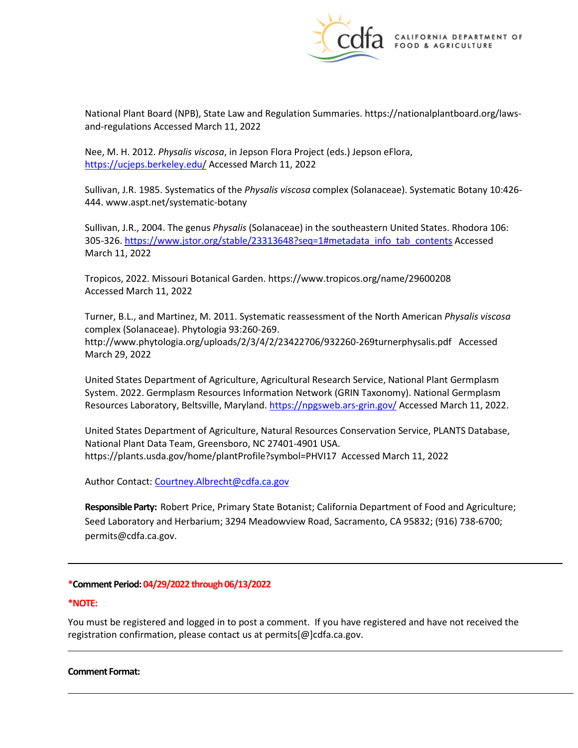National Plant Board (NPB), State Law and Regulation Summaries. https://nationalplantboard.org/laws-and-regulations Accessed March 11, 2022

Nee, M. H. 2012. *Physalis viscosa*, in Jepson Flora Project (eds.) Jepson eFlora, https://ucjeps.berkeley.edu/ Accessed March 11, 2022

Sullivan, J.R. 1985. Systematics of the *Physalis viscosa* complex (Solanaceae). Systematic Botany 10:426-444. www.aspt.net/systematic-botany

Sullivan, J.R., 2004. The genus *Physalis* (Solanaceae) in the southeastern United States. Rhodora 106: 305-326. https://www.jstor.org/stable/23313648?seq=1#metadata_info_tab_contents Accessed March 11, 2022

Tropicos, 2022. Missouri Botanical Garden. https://www.tropicos.org/name/29600208 Accessed March 11, 2022

Turner, B.L., and Martinez, M. 2011. Systematic reassessment of the North American *Physalis viscosa* complex (Solanaceae). Phytologia 93:260-269. http://www.phytologia.org/uploads/2/3/4/2/23422706/932260-269turnerphysalis.pdf Accessed March 29, 2022

United States Department of Agriculture, Agricultural Research Service, National Plant Germplasm System. 2022. Germplasm Resources Information Network (GRIN Taxonomy). National Germplasm Resources Laboratory, Beltsville, Maryland. https://npgsweb.ars-grin.gov/ Accessed March 11, 2022.

United States Department of Agriculture, Natural Resources Conservation Service, PLANTS Database, National Plant Data Team, Greensboro, NC 27401-4901 USA. https://plants.usda.gov/home/plantProfile?symbol=PHVI17 Accessed March 11, 2022

Author Contact: Courtney.Albrecht@cdfa.ca.gov

**Responsible Party:** Robert Price, Primary State Botanist; California Department of Food and Agriculture; Seed Laboratory and Herbarium; 3294 Meadowview Road, Sacramento, CA 95832; (916) 738-6700; permits@cdfa.ca.gov.

---

**\*Comment Period: 04/29/2022 through 06/13/2022**

**\*NOTE:**

You must be registered and logged in to post a comment. If you have registered and have not received the registration confirmation, please contact us at permits[@]cdfa.ca.gov.

---

**Comment Format:**

---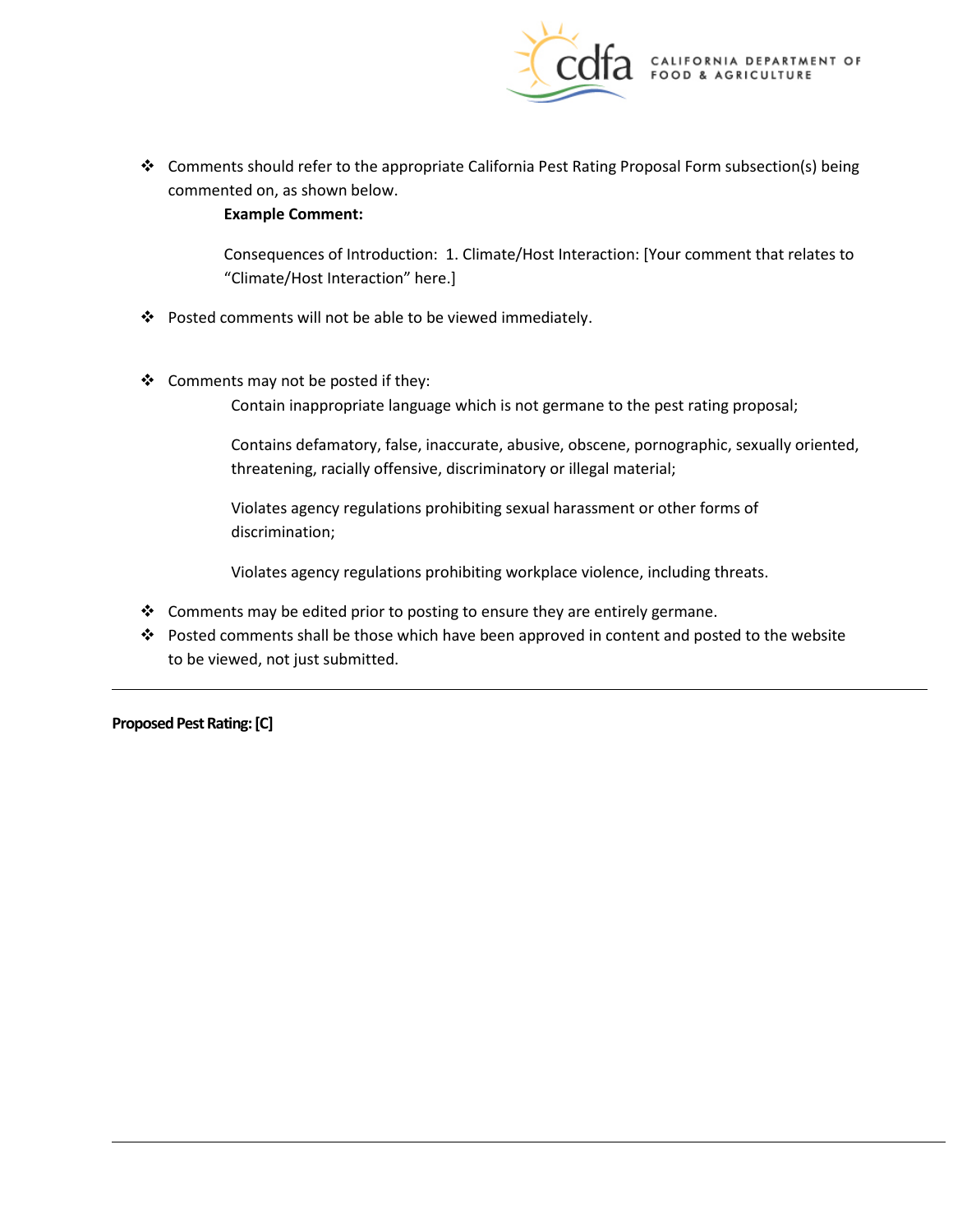- Comments should refer to the appropriate California Pest Rating Proposal Form subsection(s) being commented on, as shown below.

  **Example Comment:**

  Consequences of Introduction: 1. Climate/Host Interaction: [Your comment that relates to "Climate/Host Interaction" here.]

- Posted comments will not be able to be viewed immediately.

- Comments may not be posted if they:

  Contain inappropriate language which is not germane to the pest rating proposal;

  Contains defamatory, false, inaccurate, abusive, obscene, pornographic, sexually oriented, threatening, racially offensive, discriminatory or illegal material;

  Violates agency regulations prohibiting sexual harassment or other forms of discrimination;

  Violates agency regulations prohibiting workplace violence, including threats.

- Comments may be edited prior to posting to ensure they are entirely germane.
- Posted comments shall be those which have been approved in content and posted to the website to be viewed, not just submitted.

---

**Proposed Pest Rating: [C]**